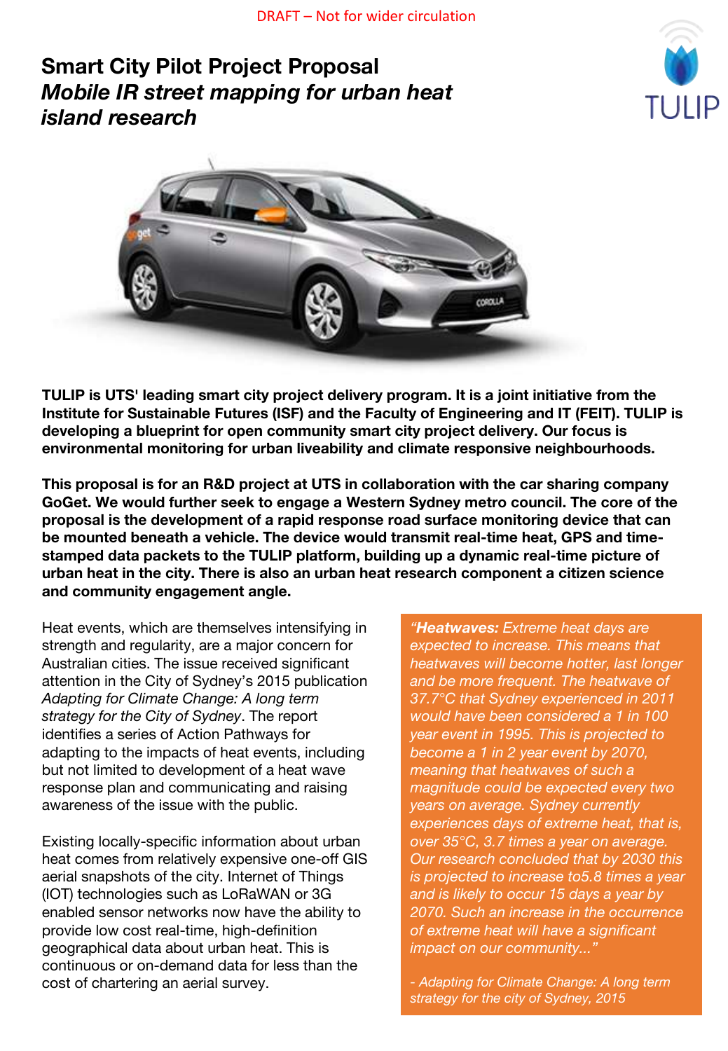DRAFT – Not for wider circulation

# Smart City Pilot Project Proposal

## *Mobile IR street mapping for urban heat island research*

**TULIP is UTS' leading smart city project delivery program. It is a joint initiative from the Institute for Sustainable Futures (ISF) and the Faculty of Engineering and IT (FEIT). TULIP is developing a blueprint for open community smart city project delivery. Our focus is environmental monitoring for urban liveability and climate responsive neighbourhoods.**

**This proposal is for an R&D project at UTS in collaboration with the car sharing company GoGet. We would further seek to engage a Western Sydney metro council. The core of the proposal is the development of a rapid response road surface monitoring device that can be mounted beneath a vehicle. The device would transmit real-time heat, GPS and time-stamped data packets to the TULIP platform, building up a dynamic real-time picture of urban heat in the city. There is also an urban heat research component a citizen science and community engagement angle.**

Heat events, which are themselves intensifying in strength and regularity, are a major concern for Australian cities. The issue received significant attention in the City of Sydney's 2015 publication *Adapting for Climate Change: A long term strategy for the City of Sydney*. The report identifies a series of Action Pathways for adapting to the impacts of heat events, including but not limited to development of a heat wave response plan and communicating and raising awareness of the issue with the public.

Existing locally-specific information about urban heat comes from relatively expensive one-off GIS aerial snapshots of the city. Internet of Things (IOT) technologies such as LoRaWAN or 3G enabled sensor networks now have the ability to provide low cost real-time, high-definition geographical data about urban heat. This is continuous or on-demand data for less than the cost of chartering an aerial survey.

> *"**Heatwaves:** Extreme heat days are expected to increase. This means that heatwaves will become hotter, last longer and be more frequent. The heatwave of 37.7°C that Sydney experienced in 2011 would have been considered a 1 in 100 year event in 1995. This is projected to become a 1 in 2 year event by 2070, meaning that heatwaves of such a magnitude could be expected every two years on average. Sydney currently experiences days of extreme heat, that is, over 35°C, 3.7 times a year on average. Our research concluded that by 2030 this is projected to increase to5.8 times a year and is likely to occur 15 days a year by 2070. Such an increase in the occurrence of extreme heat will have a significant impact on our community..."*
>
> *- Adapting for Climate Change: A long term strategy for the city of Sydney, 2015*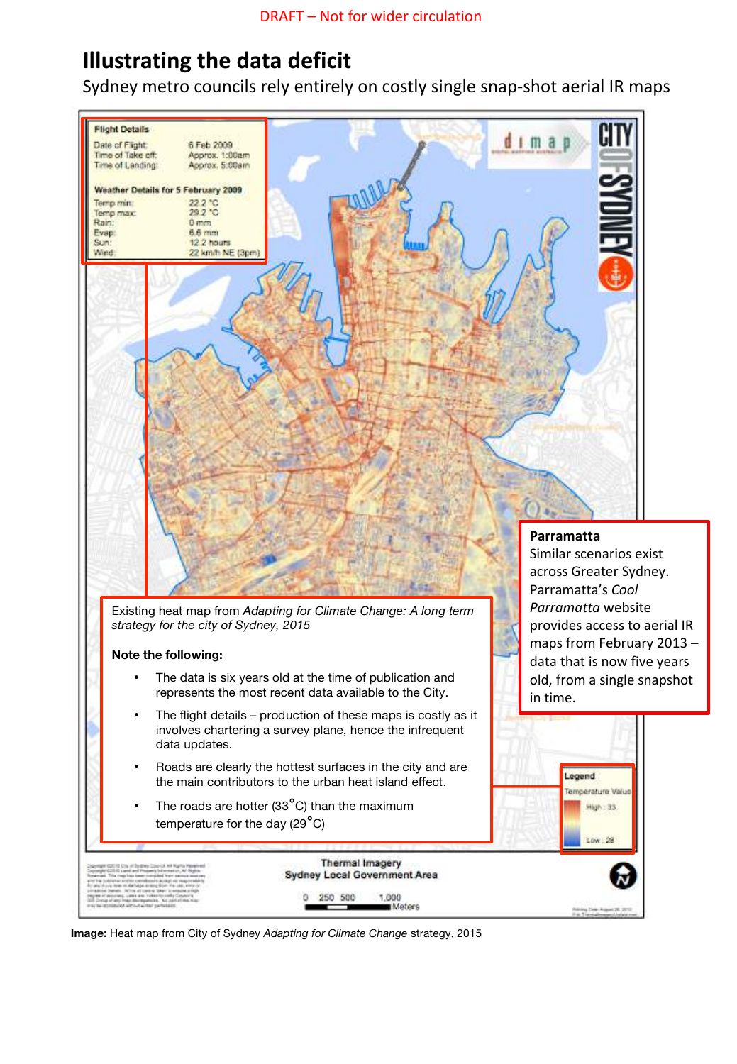DRAFT – Not for wider circulation

# Illustrating the data deficit

Sydney metro councils rely entirely on costly single snap-shot aerial IR maps

**Flight Details**

| | |
|---|---|
| Date of Flight: | 6 Feb 2009 |
| Time of Take off: | Approx. 1:00am |
| Time of Landing: | Approx. 5:00am |

**Weather Details for 5 February 2009**

| | |
|---|---|
| Temp min: | 22.2 °C |
| Temp max: | 29.2 °C |
| Rain: | 0 mm |
| Evap: | 6.6 mm |
| Sun: | 12.2 hours |
| Wind: | 22 km/h NE (3pm) |

**Parramatta**
Similar scenarios exist across Greater Sydney. Parramatta's *Cool Parramatta* website provides access to aerial IR maps from February 2013 – data that is now five years old, from a single snapshot in time.

Existing heat map from *Adapting for Climate Change: A long term strategy for the city of Sydney, 2015*

**Note the following:**

- The data is six years old at the time of publication and represents the most recent data available to the City.
- The flight details – production of these maps is costly as it involves chartering a survey plane, hence the infrequent data updates.
- Roads are clearly the hottest surfaces in the city and are the main contributors to the urban heat island effect.
- The roads are hotter (33°C) than the maximum temperature for the day (29°C)

**Legend**
Temperature Value
High : 33
Low : 28

Thermal Imagery
Sydney Local Government Area

0 250 500 1,000 Meters

**Image:** Heat map from City of Sydney *Adapting for Climate Change* strategy, 2015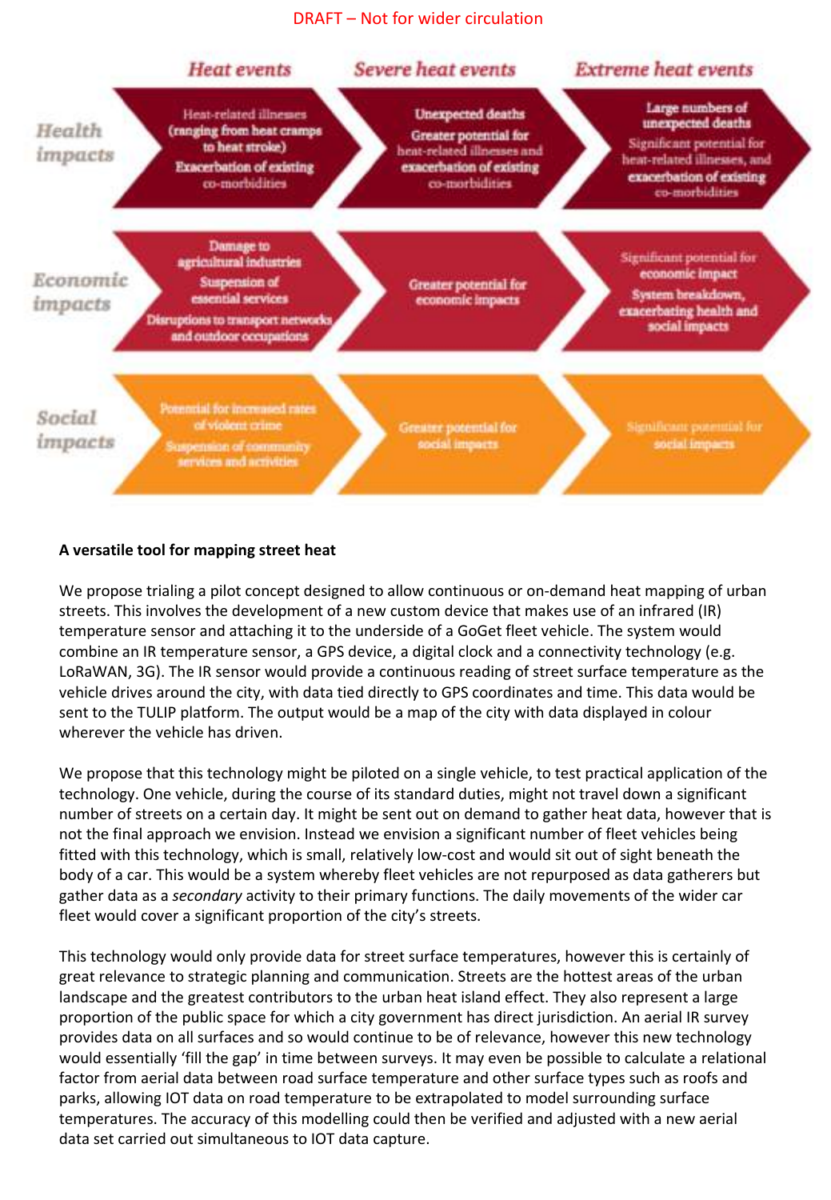DRAFT – Not for wider circulation

| | Heat events | Severe heat events | Extreme heat events |
|---|---|---|---|
| Health impacts | Heat-related illnesses (ranging from heat cramps to heat stroke) Exacerbation of existing co-morbidities | Unexpected deaths Greater potential for heat-related illnesses and exacerbation of existing co-morbidities | Large numbers of unexpected deaths Significant potential for heat-related illnesses, and exacerbation of existing co-morbidities |
| Economic impacts | Damage to agricultural industries Suspension of essential services Disruptions to transport networks and outdoor occupations | Greater potential for economic impacts | Significant potential for economic impact System breakdown, exacerbating health and social impacts |
| Social impacts | Potential for increased rates of violent crime Suspension of community services and activities | Greater potential for social impacts | Significant potential for social impacts |

**A versatile tool for mapping street heat**

We propose trialing a pilot concept designed to allow continuous or on-demand heat mapping of urban streets. This involves the development of a new custom device that makes use of an infrared (IR) temperature sensor and attaching it to the underside of a GoGet fleet vehicle. The system would combine an IR temperature sensor, a GPS device, a digital clock and a connectivity technology (e.g. LoRaWAN, 3G). The IR sensor would provide a continuous reading of street surface temperature as the vehicle drives around the city, with data tied directly to GPS coordinates and time. This data would be sent to the TULIP platform. The output would be a map of the city with data displayed in colour wherever the vehicle has driven.

We propose that this technology might be piloted on a single vehicle, to test practical application of the technology. One vehicle, during the course of its standard duties, might not travel down a significant number of streets on a certain day. It might be sent out on demand to gather heat data, however that is not the final approach we envision. Instead we envision a significant number of fleet vehicles being fitted with this technology, which is small, relatively low-cost and would sit out of sight beneath the body of a car. This would be a system whereby fleet vehicles are not repurposed as data gatherers but gather data as a *secondary* activity to their primary functions. The daily movements of the wider car fleet would cover a significant proportion of the city's streets.

This technology would only provide data for street surface temperatures, however this is certainly of great relevance to strategic planning and communication. Streets are the hottest areas of the urban landscape and the greatest contributors to the urban heat island effect. They also represent a large proportion of the public space for which a city government has direct jurisdiction. An aerial IR survey provides data on all surfaces and so would continue to be of relevance, however this new technology would essentially 'fill the gap' in time between surveys. It may even be possible to calculate a relational factor from aerial data between road surface temperature and other surface types such as roofs and parks, allowing IOT data on road temperature to be extrapolated to model surrounding surface temperatures. The accuracy of this modelling could then be verified and adjusted with a new aerial data set carried out simultaneous to IOT data capture.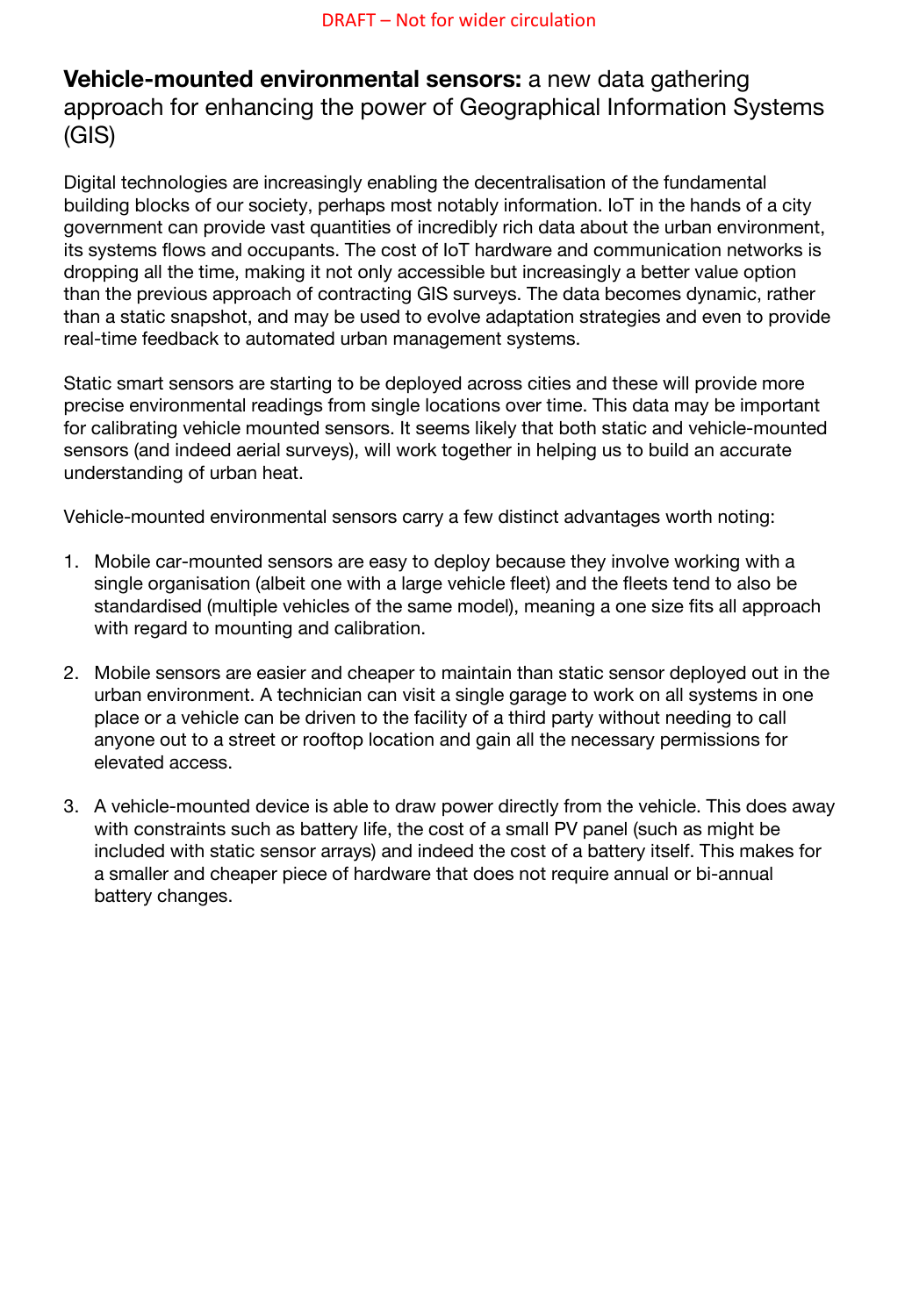DRAFT – Not for wider circulation

## **Vehicle-mounted environmental sensors:** a new data gathering approach for enhancing the power of Geographical Information Systems (GIS)

Digital technologies are increasingly enabling the decentralisation of the fundamental building blocks of our society, perhaps most notably information. IoT in the hands of a city government can provide vast quantities of incredibly rich data about the urban environment, its systems flows and occupants. The cost of IoT hardware and communication networks is dropping all the time, making it not only accessible but increasingly a better value option than the previous approach of contracting GIS surveys. The data becomes dynamic, rather than a static snapshot, and may be used to evolve adaptation strategies and even to provide real-time feedback to automated urban management systems.

Static smart sensors are starting to be deployed across cities and these will provide more precise environmental readings from single locations over time. This data may be important for calibrating vehicle mounted sensors. It seems likely that both static and vehicle-mounted sensors (and indeed aerial surveys), will work together in helping us to build an accurate understanding of urban heat.

Vehicle-mounted environmental sensors carry a few distinct advantages worth noting:

1. Mobile car-mounted sensors are easy to deploy because they involve working with a single organisation (albeit one with a large vehicle fleet) and the fleets tend to also be standardised (multiple vehicles of the same model), meaning a one size fits all approach with regard to mounting and calibration.

2. Mobile sensors are easier and cheaper to maintain than static sensor deployed out in the urban environment. A technician can visit a single garage to work on all systems in one place or a vehicle can be driven to the facility of a third party without needing to call anyone out to a street or rooftop location and gain all the necessary permissions for elevated access.

3. A vehicle-mounted device is able to draw power directly from the vehicle. This does away with constraints such as battery life, the cost of a small PV panel (such as might be included with static sensor arrays) and indeed the cost of a battery itself. This makes for a smaller and cheaper piece of hardware that does not require annual or bi-annual battery changes.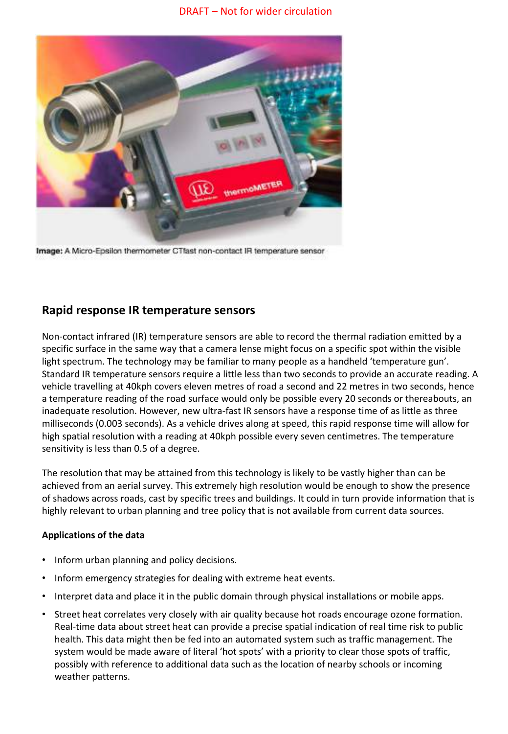DRAFT – Not for wider circulation

**Image:** A Micro-Epsilon thermometer CTfast non-contact IR temperature sensor

## Rapid response IR temperature sensors

Non-contact infrared (IR) temperature sensors are able to record the thermal radiation emitted by a specific surface in the same way that a camera lense might focus on a specific spot within the visible light spectrum. The technology may be familiar to many people as a handheld 'temperature gun'. Standard IR temperature sensors require a little less than two seconds to provide an accurate reading. A vehicle travelling at 40kph covers eleven metres of road a second and 22 metres in two seconds, hence a temperature reading of the road surface would only be possible every 20 seconds or thereabouts, an inadequate resolution. However, new ultra-fast IR sensors have a response time of as little as three milliseconds (0.003 seconds). As a vehicle drives along at speed, this rapid response time will allow for high spatial resolution with a reading at 40kph possible every seven centimetres. The temperature sensitivity is less than 0.5 of a degree.

The resolution that may be attained from this technology is likely to be vastly higher than can be achieved from an aerial survey. This extremely high resolution would be enough to show the presence of shadows across roads, cast by specific trees and buildings. It could in turn provide information that is highly relevant to urban planning and tree policy that is not available from current data sources.

**Applications of the data**

- Inform urban planning and policy decisions.
- Inform emergency strategies for dealing with extreme heat events.
- Interpret data and place it in the public domain through physical installations or mobile apps.
- Street heat correlates very closely with air quality because hot roads encourage ozone formation. Real-time data about street heat can provide a precise spatial indication of real time risk to public health. This data might then be fed into an automated system such as traffic management. The system would be made aware of literal 'hot spots' with a priority to clear those spots of traffic, possibly with reference to additional data such as the location of nearby schools or incoming weather patterns.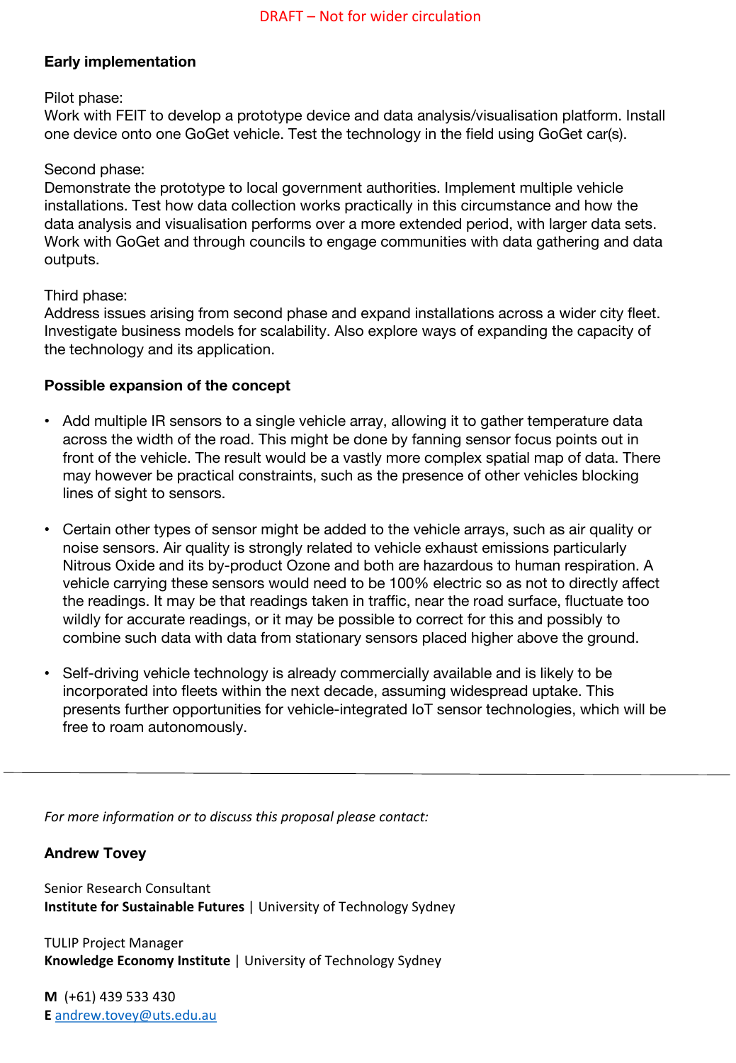DRAFT – Not for wider circulation

**Early implementation**

Pilot phase:
Work with FEIT to develop a prototype device and data analysis/visualisation platform. Install one device onto one GoGet vehicle. Test the technology in the field using GoGet car(s).

Second phase:
Demonstrate the prototype to local government authorities. Implement multiple vehicle installations. Test how data collection works practically in this circumstance and how the data analysis and visualisation performs over a more extended period, with larger data sets. Work with GoGet and through councils to engage communities with data gathering and data outputs.

Third phase:
Address issues arising from second phase and expand installations across a wider city fleet. Investigate business models for scalability. Also explore ways of expanding the capacity of the technology and its application.

**Possible expansion of the concept**

- Add multiple IR sensors to a single vehicle array, allowing it to gather temperature data across the width of the road. This might be done by fanning sensor focus points out in front of the vehicle. The result would be a vastly more complex spatial map of data. There may however be practical constraints, such as the presence of other vehicles blocking lines of sight to sensors.

- Certain other types of sensor might be added to the vehicle arrays, such as air quality or noise sensors. Air quality is strongly related to vehicle exhaust emissions particularly Nitrous Oxide and its by-product Ozone and both are hazardous to human respiration. A vehicle carrying these sensors would need to be 100% electric so as not to directly affect the readings. It may be that readings taken in traffic, near the road surface, fluctuate too wildly for accurate readings, or it may be possible to correct for this and possibly to combine such data with data from stationary sensors placed higher above the ground.

- Self-driving vehicle technology is already commercially available and is likely to be incorporated into fleets within the next decade, assuming widespread uptake. This presents further opportunities for vehicle-integrated IoT sensor technologies, which will be free to roam autonomously.

---

*For more information or to discuss this proposal please contact:*

**Andrew Tovey**

Senior Research Consultant
**Institute for Sustainable Futures** | University of Technology Sydney

TULIP Project Manager
**Knowledge Economy Institute** | University of Technology Sydney

**M** (+61) 439 533 430
**E** andrew.tovey@uts.edu.au